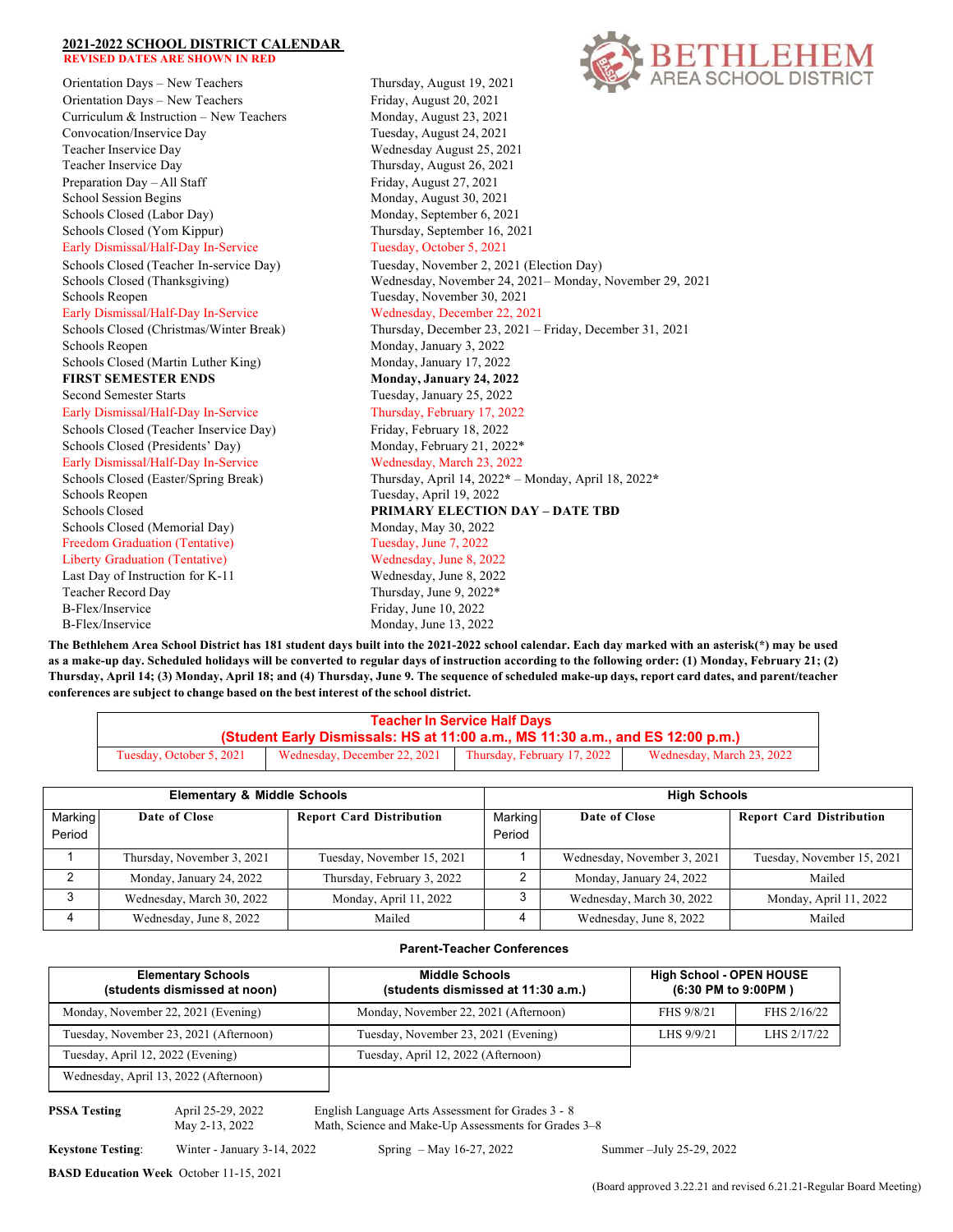## 2021-2022 SCHOOL DISTRICT CALENDAR

REVISED DATES ARE SHOWN IN RED

BETHLEHEM AREA SCHOOL DISTRICT

| | |
|---|---|
| Orientation Days – New Teachers | Thursday, August 19, 2021 |
| Orientation Days – New Teachers | Friday, August 20, 2021 |
| Curriculum & Instruction – New Teachers | Monday, August 23, 2021 |
| Convocation/Inservice Day | Tuesday, August 24, 2021 |
| Teacher Inservice Day | Wednesday August 25, 2021 |
| Teacher Inservice Day | Thursday, August 26, 2021 |
| Preparation Day – All Staff | Friday, August 27, 2021 |
| School Session Begins | Monday, August 30, 2021 |
| Schools Closed (Labor Day) | Monday, September 6, 2021 |
| Schools Closed (Yom Kippur) | Thursday, September 16, 2021 |
| Early Dismissal/Half-Day In-Service | Tuesday, October 5, 2021 |
| Schools Closed (Teacher In-service Day) | Tuesday, November 2, 2021 (Election Day) |
| Schools Closed (Thanksgiving) | Wednesday, November 24, 2021– Monday, November 29, 2021 |
| Schools Reopen | Tuesday, November 30, 2021 |
| Early Dismissal/Half-Day In-Service | Wednesday, December 22, 2021 |
| Schools Closed (Christmas/Winter Break) | Thursday, December 23, 2021 – Friday, December 31, 2021 |
| Schools Reopen | Monday, January 3, 2022 |
| Schools Closed (Martin Luther King) | Monday, January 17, 2022 |
| **FIRST SEMESTER ENDS** | **Monday, January 24, 2022** |
| Second Semester Starts | Tuesday, January 25, 2022 |
| Early Dismissal/Half-Day In-Service | Thursday, February 17, 2022 |
| Schools Closed (Teacher Inservice Day) | Friday, February 18, 2022 |
| Schools Closed (Presidents' Day) | Monday, February 21, 2022* |
| Early Dismissal/Half-Day In-Service | Wednesday, March 23, 2022 |
| Schools Closed (Easter/Spring Break) | Thursday, April 14, 2022* – Monday, April 18, 2022* |
| Schools Reopen | Tuesday, April 19, 2022 |
| Schools Closed | **PRIMARY ELECTION DAY – DATE TBD** |
| Schools Closed (Memorial Day) | Monday, May 30, 2022 |
| Freedom Graduation (Tentative) | Tuesday, June 7, 2022 |
| Liberty Graduation (Tentative) | Wednesday, June 8, 2022 |
| Last Day of Instruction for K-11 | Wednesday, June 8, 2022 |
| Teacher Record Day | Thursday, June 9, 2022* |
| B-Flex/Inservice | Friday, June 10, 2022 |
| B-Flex/Inservice | Monday, June 13, 2022 |

**The Bethlehem Area School District has 181 student days built into the 2021-2022 school calendar. Each day marked with an asterisk(*) may be used as a make-up day. Scheduled holidays will be converted to regular days of instruction according to the following order: (1) Monday, February 21; (2) Thursday, April 14; (3) Monday, April 18; and (4) Thursday, June 9. The sequence of scheduled make-up days, report card dates, and parent/teacher conferences are subject to change based on the best interest of the school district.**

| Teacher In Service Half Days (Student Early Dismissals: HS at 11:00 a.m., MS 11:30 a.m., and ES 12:00 p.m.) | | | |
|---|---|---|---|
| Tuesday, October 5, 2021 | Wednesday, December 22, 2021 | Thursday, February 17, 2022 | Wednesday, March 23, 2022 |

| Elementary & Middle Schools | | | High Schools | | |
|---|---|---|---|---|---|
| Marking Period | Date of Close | Report Card Distribution | Marking Period | Date of Close | Report Card Distribution |
| 1 | Thursday, November 3, 2021 | Tuesday, November 15, 2021 | 1 | Wednesday, November 3, 2021 | Tuesday, November 15, 2021 |
| 2 | Monday, January 24, 2022 | Thursday, February 3, 2022 | 2 | Monday, January 24, 2022 | Mailed |
| 3 | Wednesday, March 30, 2022 | Monday, April 11, 2022 | 3 | Wednesday, March 30, 2022 | Monday, April 11, 2022 |
| 4 | Wednesday, June 8, 2022 | Mailed | 4 | Wednesday, June 8, 2022 | Mailed |

**Parent-Teacher Conferences**

| Elementary Schools (students dismissed at noon) | Middle Schools (students dismissed at 11:30 a.m.) | High School - OPEN HOUSE (6:30 PM to 9:00PM ) | |
|---|---|---|---|
| Monday, November 22, 2021 (Evening) | Monday, November 22, 2021 (Afternoon) | FHS 9/8/21 | FHS 2/16/22 |
| Tuesday, November 23, 2021 (Afternoon) | Tuesday, November 23, 2021 (Evening) | LHS 9/9/21 | LHS 2/17/22 |
| Tuesday, April 12, 2022 (Evening) | Tuesday, April 12, 2022 (Afternoon) | | |
| Wednesday, April 13, 2022 (Afternoon) | | | |

| | | |
|---|---|---|
| **PSSA Testing** | April 25-29, 2022 | English Language Arts Assessment for Grades 3 - 8 |
| | May 2-13, 2022 | Math, Science and Make-Up Assessments for Grades 3–8 |

**Keystone Testing**: Winter - January 3-14, 2022 Spring – May 16-27, 2022 Summer –July 25-29, 2022

**BASD Education Week** October 11-15, 2021

(Board approved 3.22.21 and revised 6.21.21-Regular Board Meeting)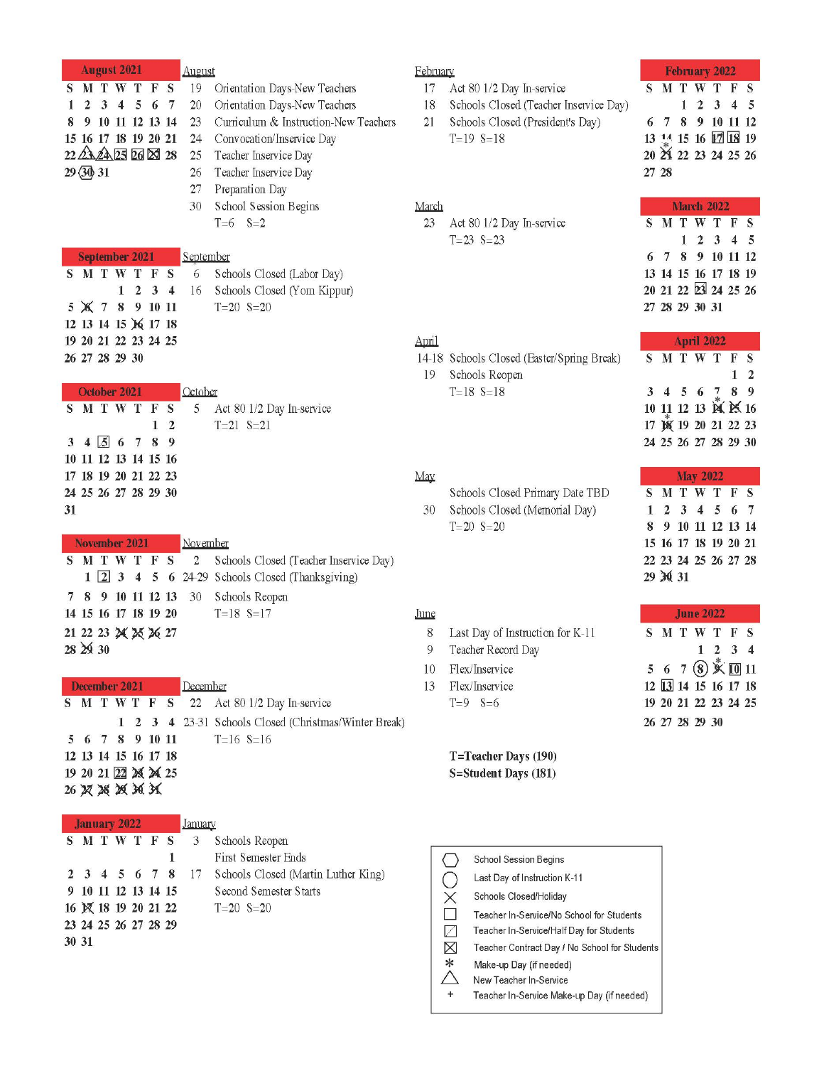## August 2021

| S | M | T | W | T | F | S |
|---|---|---|---|---|---|---|
| 1 | 2 | 3 | 4 | 5 | 6 | 7 |
| 8 | 9 | 10 | 11 | 12 | 13 | 14 |
| 15 | 16 | 17 | 18 | 19 | 20 | 21 |
| 22 | 23 | 24 | 25 | 26 | 27 | 28 |
| 29 | 30 | 31 | | | | |

**August**

- 19 Orientation Days-New Teachers
- 20 Orientation Days-New Teachers
- 23 Curriculum & Instruction-New Teachers
- 24 Convocation/Inservice Day
- 25 Teacher Inservice Day
- 26 Teacher Inservice Day
- 27 Preparation Day
- 30 School Session Begins

T=6 S=2

## September 2021

| S | M | T | W | T | F | S |
|---|---|---|---|---|---|---|
| | | | 1 | 2 | 3 | 4 |
| 5 | 6 | 7 | 8 | 9 | 10 | 11 |
| 12 | 13 | 14 | 15 | 16 | 17 | 18 |
| 19 | 20 | 21 | 22 | 23 | 24 | 25 |
| 26 | 27 | 28 | 29 | 30 | | |

**September**

- 6 Schools Closed (Labor Day)
- 16 Schools Closed (Yom Kippur)

T=20 S=20

## October 2021

| S | M | T | W | T | F | S |
|---|---|---|---|---|---|---|
| | | | | | 1 | 2 |
| 3 | 4 | 5 | 6 | 7 | 8 | 9 |
| 10 | 11 | 12 | 13 | 14 | 15 | 16 |
| 17 | 18 | 19 | 20 | 21 | 22 | 23 |
| 24 | 25 | 26 | 27 | 28 | 29 | 30 |
| 31 | | | | | | |

**October**

- 5 Act 80 1/2 Day In-service

T=21 S=21

## November 2021

| S | M | T | W | T | F | S |
|---|---|---|---|---|---|---|
| | 1 | 2 | 3 | 4 | 5 | 6 |
| 7 | 8 | 9 | 10 | 11 | 12 | 13 |
| 14 | 15 | 16 | 17 | 18 | 19 | 20 |
| 21 | 22 | 23 | 24 | 25 | 26 | 27 |
| 28 | 29 | 30 | | | | |

**November**

- 2 Schools Closed (Teacher Inservice Day)
- 24-29 Schools Closed (Thanksgiving)
- 30 Schools Reopen

T=18 S=17

## December 2021

| S | M | T | W | T | F | S |
|---|---|---|---|---|---|---|
| | | | 1 | 2 | 3 | 4 |
| 5 | 6 | 7 | 8 | 9 | 10 | 11 |
| 12 | 13 | 14 | 15 | 16 | 17 | 18 |
| 19 | 20 | 21 | 22 | 23 | 24 | 25 |
| 26 | 27 | 28 | 29 | 30 | 31 | |

**December**

- 22 Act 80 1/2 Day In-service
- 23-31 Schools Closed (Christmas/Winter Break)

T=16 S=16

## January 2022

| S | M | T | W | T | F | S |
|---|---|---|---|---|---|---|
| | | | | | | 1 |
| 2 | 3 | 4 | 5 | 6 | 7 | 8 |
| 9 | 10 | 11 | 12 | 13 | 14 | 15 |
| 16 | 17 | 18 | 19 | 20 | 21 | 22 |
| 23 | 24 | 25 | 26 | 27 | 28 | 29 |
| 30 | 31 | | | | | |

**January**

- 3 Schools Reopen
- First Semester Ends
- 17 Schools Closed (Martin Luther King)
- Second Semester Starts

T=20 S=20

## February 2022

| S | M | T | W | T | F | S |
|---|---|---|---|---|---|---|
| | | 1 | 2 | 3 | 4 | 5 |
| 6 | 7 | 8 | 9 | 10 | 11 | 12 |
| 13 | 14 | 15 | 16 | 17 | 18 | 19 |
| 20 | 21 | 22 | 23 | 24 | 25 | 26 |
| 27 | 28 | | | | | |

**February**

- 17 Act 80 1/2 Day In-service
- 18 Schools Closed (Teacher Inservice Day)
- 21 Schools Closed (President's Day)

T=19 S=18

## March 2022

| S | M | T | W | T | F | S |
|---|---|---|---|---|---|---|
| | | 1 | 2 | 3 | 4 | 5 |
| 6 | 7 | 8 | 9 | 10 | 11 | 12 |
| 13 | 14 | 15 | 16 | 17 | 18 | 19 |
| 20 | 21 | 22 | 23 | 24 | 25 | 26 |
| 27 | 28 | 29 | 30 | 31 | | |

**March**

- 23 Act 80 1/2 Day In-service

T=23 S=23

## April 2022

| S | M | T | W | T | F | S |
|---|---|---|---|---|---|---|
| | | | | | 1 | 2 |
| 3 | 4 | 5 | 6 | 7 | 8 | 9 |
| 10 | 11 | 12 | 13 | 14 | 15 | 16 |
| 17 | 18 | 19 | 20 | 21 | 22 | 23 |
| 24 | 25 | 26 | 27 | 28 | 29 | 30 |

**April**

- 14-18 Schools Closed (Easter/Spring Break)
- 19 Schools Reopen

T=18 S=18

## May 2022

| S | M | T | W | T | F | S |
|---|---|---|---|---|---|---|
| 1 | 2 | 3 | 4 | 5 | 6 | 7 |
| 8 | 9 | 10 | 11 | 12 | 13 | 14 |
| 15 | 16 | 17 | 18 | 19 | 20 | 21 |
| 22 | 23 | 24 | 25 | 26 | 27 | 28 |
| 29 | 30 | 31 | | | | |

**May**

- Schools Closed Primary Date TBD
- 30 Schools Closed (Memorial Day)

T=20 S=20

## June 2022

| S | M | T | W | T | F | S |
|---|---|---|---|---|---|---|
| | | | 1 | 2 | 3 | 4 |
| 5 | 6 | 7 | 8 | 9 | 10 | 11 |
| 12 | 13 | 14 | 15 | 16 | 17 | 18 |
| 19 | 20 | 21 | 22 | 23 | 24 | 25 |
| 26 | 27 | 28 | 29 | 30 | | |

**June**

- 8 Last Day of Instruction for K-11
- 9 Teacher Record Day
- 10 Flex/Inservice
- 13 Flex/Inservice

T=9 S=6

**T=Teacher Days (190)**
**S=Student Days (181)**

**Legend**

- Hexagon: School Session Begins
- Circle: Last Day of Instruction K-11
- X: Schools Closed/Holiday
- Square: Teacher In-Service/No School for Students
- Square with slash: Teacher In-Service/Half Day for Students
- Square with X: Teacher Contract Day / No School for Students
- *: Make-up Day (if needed)
- Triangle: New Teacher In-Service
- +: Teacher In-Service Make-up Day (if needed)